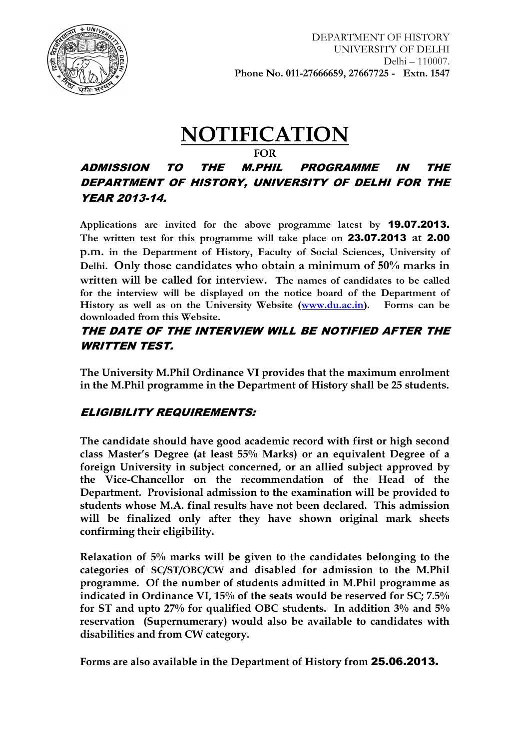DEPARTMENT OF HISTORY
UNIVERSITY OF DELHI
Delhi – 110007.
**Phone No. 011-27666659, 27667725 - Extn. 1547**

# NOTIFICATION

**FOR**

## *ADMISSION TO THE M.PHIL PROGRAMME IN THE DEPARTMENT OF HISTORY, UNIVERSITY OF DELHI FOR THE YEAR 2013-14.*

**Applications are invited for the above programme latest by 19.07.2013. The written test for this programme will take place on 23.07.2013 at 2.00 p.m. in the Department of History, Faculty of Social Sciences, University of Delhi. Only those candidates who obtain a minimum of 50% marks in written will be called for interview. The names of candidates to be called for the interview will be displayed on the notice board of the Department of History as well as on the University Website ([www.du.ac.in](http://www.du.ac.in)). Forms can be downloaded from this Website.**

### *THE DATE OF THE INTERVIEW WILL BE NOTIFIED AFTER THE WRITTEN TEST.*

**The University M.Phil Ordinance VI provides that the maximum enrolment in the M.Phil programme in the Department of History shall be 25 students.**

### *ELIGIBILITY REQUIREMENTS:*

**The candidate should have good academic record with first or high second class Master's Degree (at least 55% Marks) or an equivalent Degree of a foreign University in subject concerned, or an allied subject approved by the Vice-Chancellor on the recommendation of the Head of the Department. Provisional admission to the examination will be provided to students whose M.A. final results have not been declared. This admission will be finalized only after they have shown original mark sheets confirming their eligibility.**

**Relaxation of 5% marks will be given to the candidates belonging to the categories of SC/ST/OBC/CW and disabled for admission to the M.Phil programme. Of the number of students admitted in M.Phil programme as indicated in Ordinance VI, 15% of the seats would be reserved for SC; 7.5% for ST and upto 27% for qualified OBC students. In addition 3% and 5% reservation (Supernumerary) would also be available to candidates with disabilities and from CW category.**

**Forms are also available in the Department of History from 25.06.2013.**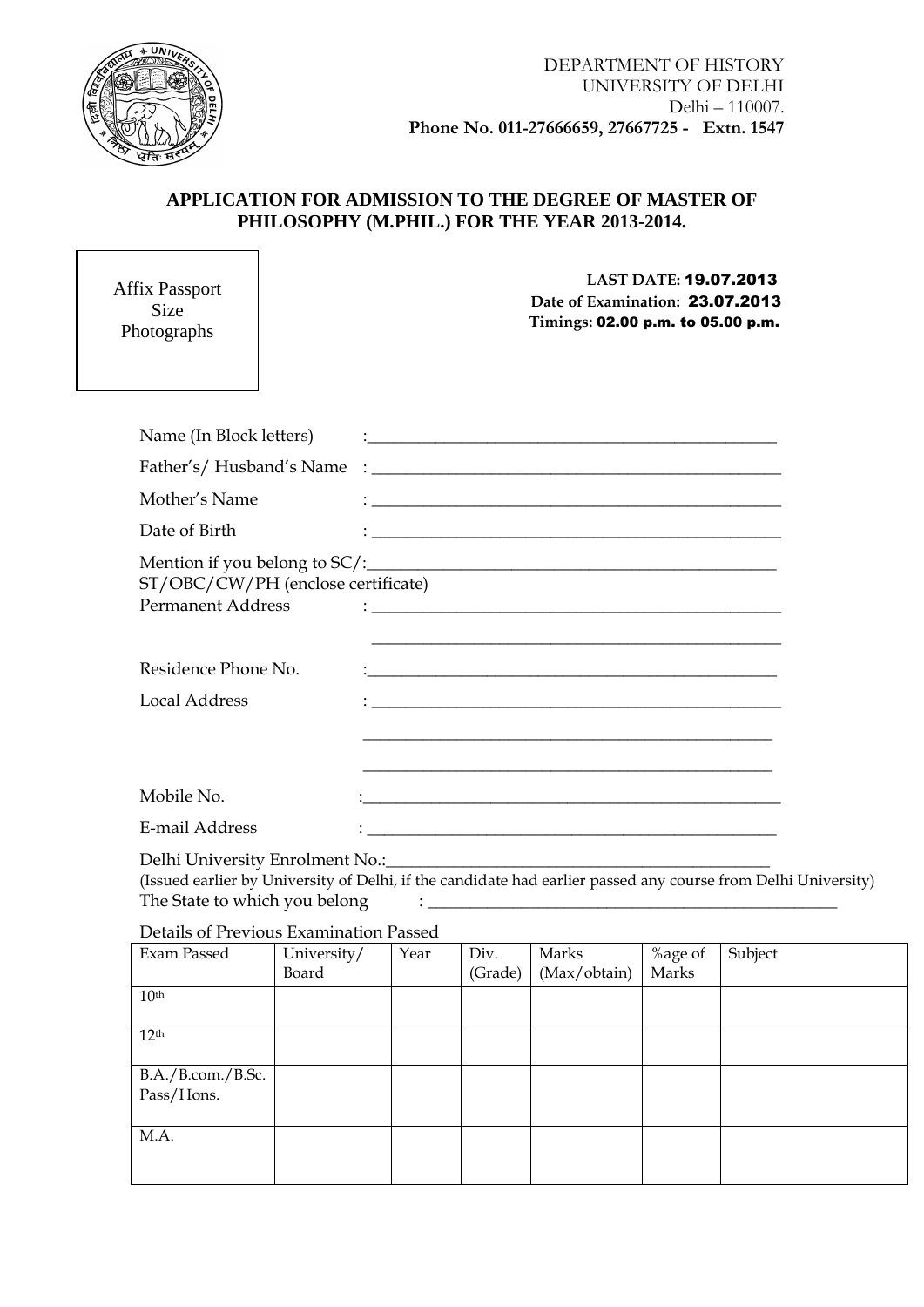DEPARTMENT OF HISTORY
UNIVERSITY OF DELHI
Delhi – 110007.
**Phone No. 011-27666659, 27667725 - Extn. 1547**

## APPLICATION FOR ADMISSION TO THE DEGREE OF MASTER OF PHILOSOPHY (M.PHIL.) FOR THE YEAR 2013-2014.

Affix Passport Size Photographs

**LAST DATE: 19.07.2013**
**Date of Examination: 23.07.2013**
**Timings: 02.00 p.m. to 05.00 p.m.**

Name (In Block letters) :_______________________________________________

Father's/ Husband's Name : _______________________________________________

Mother's Name : _______________________________________________

Date of Birth : _______________________________________________

Mention if you belong to SC/ ST/OBC/CW/PH (enclose certificate) :_______________________________________________

Permanent Address : _______________________________________________

_______________________________________________

Residence Phone No. :_______________________________________________

Local Address : _______________________________________________

_______________________________________________

_______________________________________________

Mobile No. :_______________________________________________

E-mail Address : _______________________________________________

Delhi University Enrolment No.:_______________________________________________
(Issued earlier by University of Delhi, if the candidate had earlier passed any course from Delhi University)

The State to which you belong : _______________________________________________

Details of Previous Examination Passed

| Exam Passed | University/ Board | Year | Div. (Grade) | Marks (Max/obtain) | %age of Marks | Subject |
|---|---|---|---|---|---|---|
| 10th | | | | | | |
| 12th | | | | | | |
| B.A./B.com./B.Sc. Pass/Hons. | | | | | | |
| M.A. | | | | | | |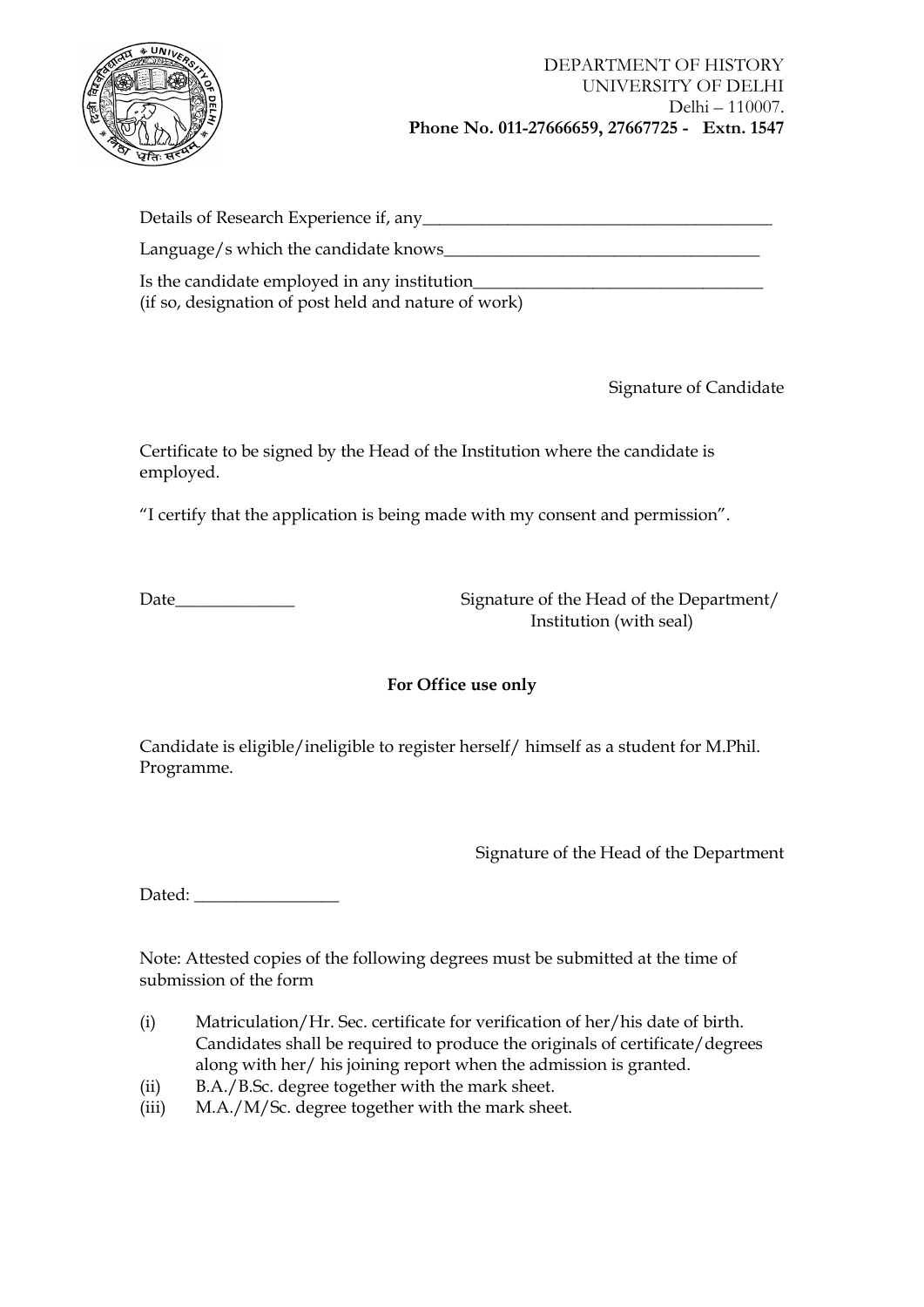DEPARTMENT OF HISTORY
UNIVERSITY OF DELHI
Delhi – 110007.
**Phone No. 011-27666659, 27667725 - Extn. 1547**

Details of Research Experience if, any________________________________________

Language/s which the candidate knows_____________________________________

Is the candidate employed in any institution__________________________________
(if so, designation of post held and nature of work)

Signature of Candidate

Certificate to be signed by the Head of the Institution where the candidate is employed.

"I certify that the application is being made with my consent and permission".

Date______________

Signature of the Head of the Department/ Institution (with seal)

**For Office use only**

Candidate is eligible/ineligible to register herself/ himself as a student for M.Phil. Programme.

Signature of the Head of the Department

Dated: _________________

Note: Attested copies of the following degrees must be submitted at the time of submission of the form

(i) Matriculation/Hr. Sec. certificate for verification of her/his date of birth. Candidates shall be required to produce the originals of certificate/degrees along with her/ his joining report when the admission is granted.
(ii) B.A./B.Sc. degree together with the mark sheet.
(iii) M.A./M/Sc. degree together with the mark sheet.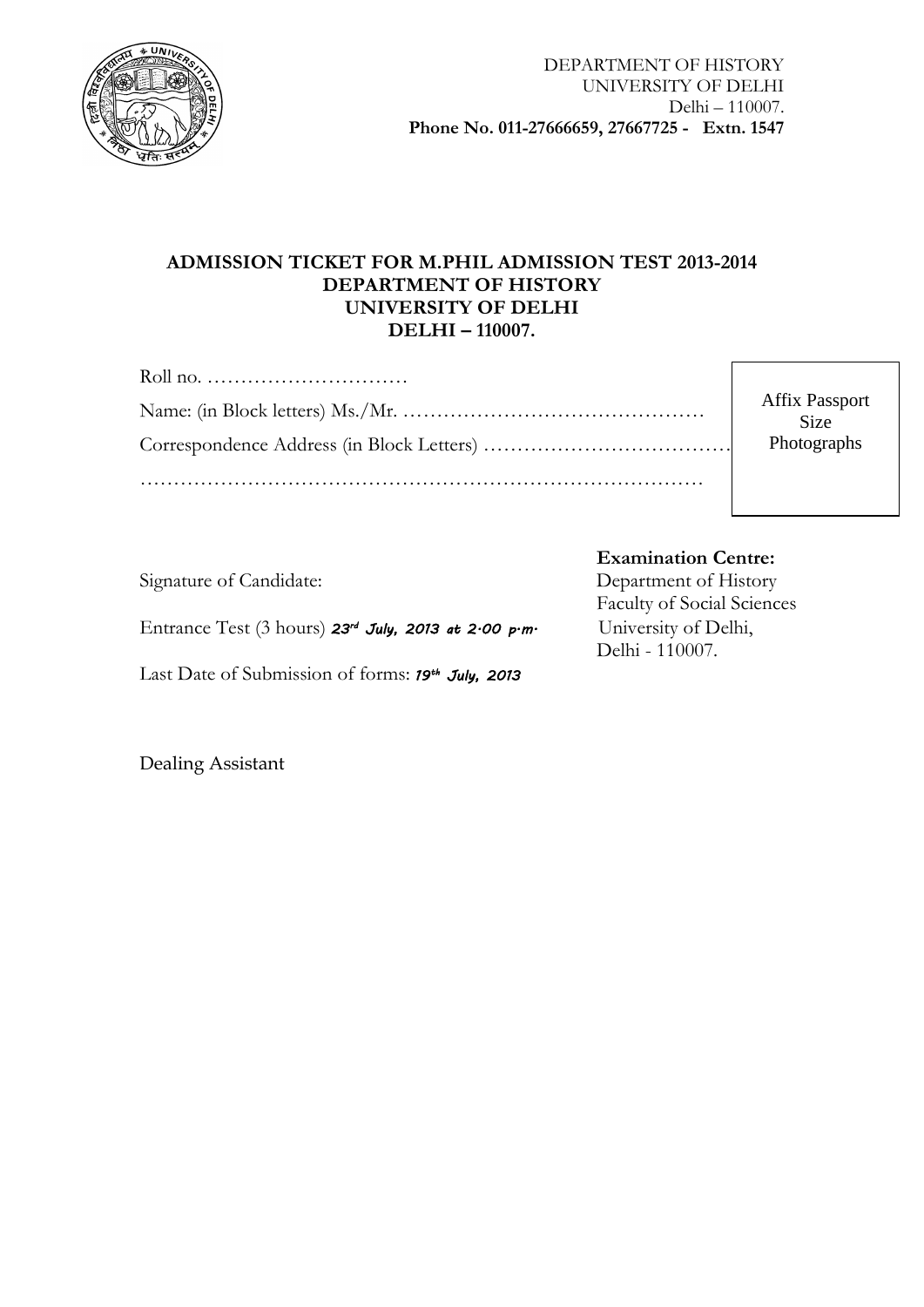DEPARTMENT OF HISTORY
UNIVERSITY OF DELHI
Delhi – 110007.
**Phone No. 011-27666659, 27667725 - Extn. 1547**

**ADMISSION TICKET FOR M.PHIL ADMISSION TEST 2013-2014**
**DEPARTMENT OF HISTORY**
**UNIVERSITY OF DELHI**
**DELHI – 110007.**

Roll no. …………………………

Name: (in Block letters) Ms./Mr. ………………………………………

Correspondence Address (in Block Letters) ………………………………

……………………………………………………………………………

Affix Passport Size Photographs

Signature of Candidate:

Entrance Test (3 hours) ***23rd July, 2013 at 2:00 p.m.***

Last Date of Submission of forms: ***19th July, 2013***

**Examination Centre:**
Department of History
Faculty of Social Sciences
University of Delhi,
Delhi - 110007.

Dealing Assistant